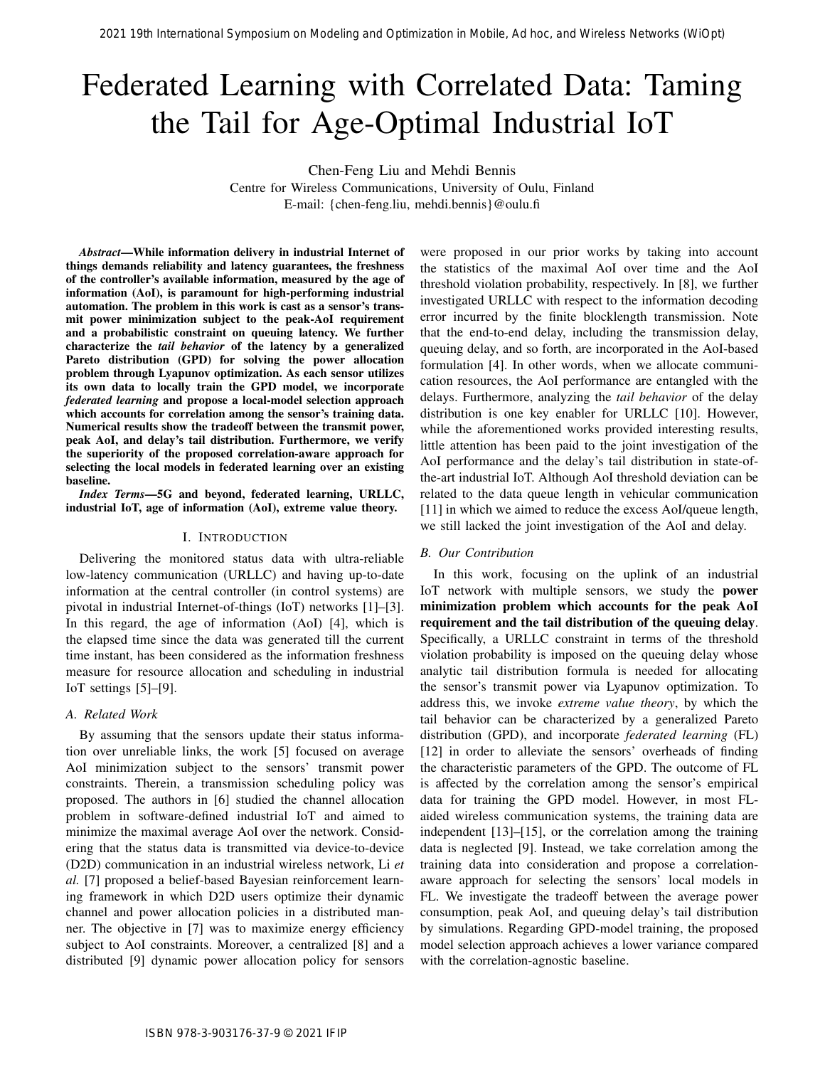# Federated Learning with Correlated Data: Taming the Tail for Age-Optimal Industrial IoT

Chen-Feng Liu and Mehdi Bennis
Centre for Wireless Communications, University of Oulu, Finland
E-mail: {chen-feng.liu, mehdi.bennis}@oulu.fi

***Abstract*—While information delivery in industrial Internet of things demands reliability and latency guarantees, the freshness of the controller's available information, measured by the age of information (AoI), is paramount for high-performing industrial automation. The problem in this work is cast as a sensor's transmit power minimization subject to the peak-AoI requirement and a probabilistic constraint on queuing latency. We further characterize the *tail behavior* of the latency by a generalized Pareto distribution (GPD) for solving the power allocation problem through Lyapunov optimization. As each sensor utilizes its own data to locally train the GPD model, we incorporate *federated learning* and propose a local-model selection approach which accounts for correlation among the sensor's training data. Numerical results show the tradeoff between the transmit power, peak AoI, and delay's tail distribution. Furthermore, we verify the superiority of the proposed correlation-aware approach for selecting the local models in federated learning over an existing baseline.**

***Index Terms*—5G and beyond, federated learning, URLLC, industrial IoT, age of information (AoI), extreme value theory.**

## I. Introduction

Delivering the monitored status data with ultra-reliable low-latency communication (URLLC) and having up-to-date information at the central controller (in control systems) are pivotal in industrial Internet-of-things (IoT) networks [1]–[3]. In this regard, the age of information (AoI) [4], which is the elapsed time since the data was generated till the current time instant, has been considered as the information freshness measure for resource allocation and scheduling in industrial IoT settings [5]–[9].

### A. Related Work

By assuming that the sensors update their status information over unreliable links, the work [5] focused on average AoI minimization subject to the sensors' transmit power constraints. Therein, a transmission scheduling policy was proposed. The authors in [6] studied the channel allocation problem in software-defined industrial IoT and aimed to minimize the maximal average AoI over the network. Considering that the status data is transmitted via device-to-device (D2D) communication in an industrial wireless network, Li *et al.* [7] proposed a belief-based Bayesian reinforcement learning framework in which D2D users optimize their dynamic channel and power allocation policies in a distributed manner. The objective in [7] was to maximize energy efficiency subject to AoI constraints. Moreover, a centralized [8] and a distributed [9] dynamic power allocation policy for sensors were proposed in our prior works by taking into account the statistics of the maximal AoI over time and the AoI threshold violation probability, respectively. In [8], we further investigated URLLC with respect to the information decoding error incurred by the finite blocklength transmission. Note that the end-to-end delay, including the transmission delay, queuing delay, and so forth, are incorporated in the AoI-based formulation [4]. In other words, when we allocate communication resources, the AoI performance are entangled with the delays. Furthermore, analyzing the *tail behavior* of the delay distribution is one key enabler for URLLC [10]. However, while the aforementioned works provided interesting results, little attention has been paid to the joint investigation of the AoI performance and the delay's tail distribution in state-of-the-art industrial IoT. Although AoI threshold deviation can be related to the data queue length in vehicular communication [11] in which we aimed to reduce the excess AoI/queue length, we still lacked the joint investigation of the AoI and delay.

### B. Our Contribution

In this work, focusing on the uplink of an industrial IoT network with multiple sensors, we study the **power minimization problem which accounts for the peak AoI requirement and the tail distribution of the queuing delay**. Specifically, a URLLC constraint in terms of the threshold violation probability is imposed on the queuing delay whose analytic tail distribution formula is needed for allocating the sensor's transmit power via Lyapunov optimization. To address this, we invoke *extreme value theory*, by which the tail behavior can be characterized by a generalized Pareto distribution (GPD), and incorporate *federated learning* (FL) [12] in order to alleviate the sensors' overheads of finding the characteristic parameters of the GPD. The outcome of FL is affected by the correlation among the sensor's empirical data for training the GPD model. However, in most FL-aided wireless communication systems, the training data are independent [13]–[15], or the correlation among the training data is neglected [9]. Instead, we take correlation among the training data into consideration and propose a correlation-aware approach for selecting the sensors' local models in FL. We investigate the tradeoff between the average power consumption, peak AoI, and queuing delay's tail distribution by simulations. Regarding GPD-model training, the proposed model selection approach achieves a lower variance compared with the correlation-agnostic baseline.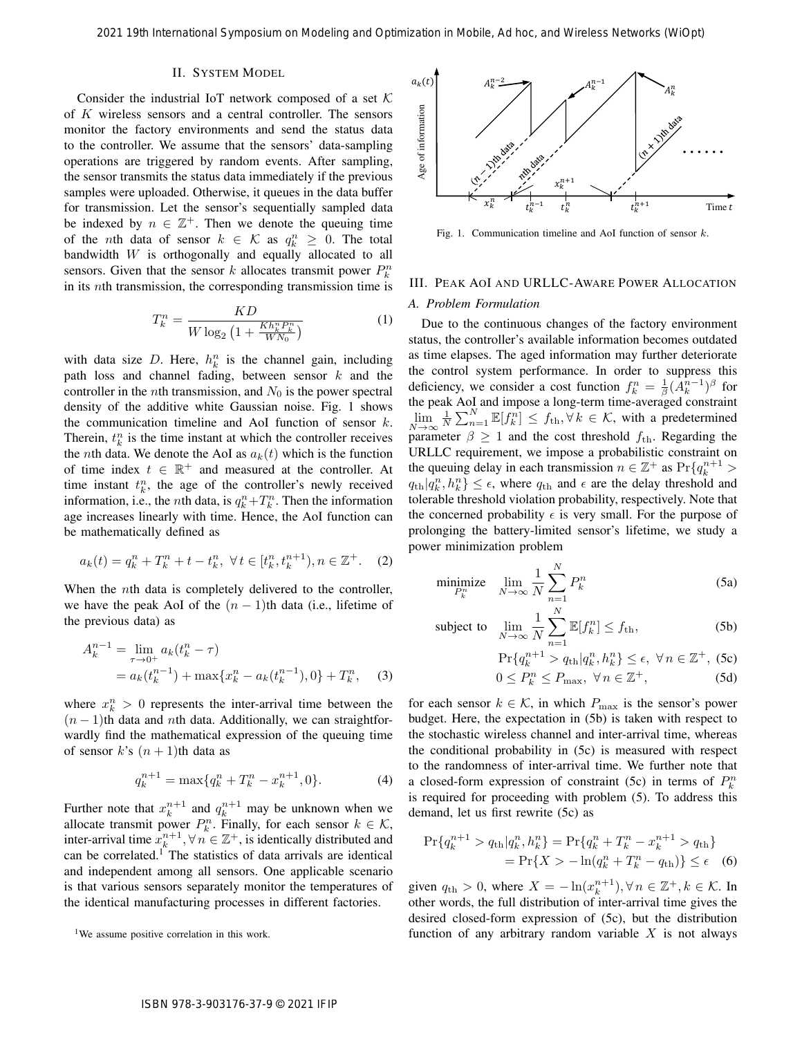## II. System Model

Consider the industrial IoT network composed of a set $\mathcal{K}$ of $K$ wireless sensors and a central controller. The sensors monitor the factory environments and send the status data to the controller. We assume that the sensors' data-sampling operations are triggered by random events. After sampling, the sensor transmits the status data immediately if the previous samples were uploaded. Otherwise, it queues in the data buffer for transmission. Let the sensor's sequentially sampled data be indexed by $n \in \mathbb{Z}^+$. Then we denote the queuing time of the $n$th data of sensor $k \in \mathcal{K}$ as $q_k^n \geq 0$. The total bandwidth $W$ is orthogonally and equally allocated to all sensors. Given that the sensor $k$ allocates transmit power $P_k^n$ in its $n$th transmission, the corresponding transmission time is

$$T_k^n = \frac{KD}{W\log_2\left(1+\frac{Kh_k^nP_k^n}{WN_0}\right)} \tag{1}$$

with data size $D$. Here, $h_k^n$ is the channel gain, including path loss and channel fading, between sensor $k$ and the controller in the $n$th transmission, and $N_0$ is the power spectral density of the additive white Gaussian noise. Fig. 1 shows the communication timeline and AoI function of sensor $k$. Therein, $t_k^n$ is the time instant at which the controller receives the $n$th data. We denote the AoI as $a_k(t)$ which is the function of time index $t \in \mathbb{R}^+$ and measured at the controller. At time instant $t_k^n$, the age of the controller's newly received information, i.e., the $n$th data, is $q_k^n + T_k^n$. Then the information age increases linearly with time. Hence, the AoI function can be mathematically defined as

$$a_k(t) = q_k^n + T_k^n + t - t_k^n,\ \forall\, t \in [t_k^n, t_k^{n+1}), n \in \mathbb{Z}^+. \tag{2}$$

When the $n$th data is completely delivered to the controller, we have the peak AoI of the $(n-1)$th data (i.e., lifetime of the previous data) as

$$\begin{aligned} A_k^{n-1} &= \lim_{\tau \to 0^+} a_k(t_k^n - \tau) \\ &= a_k(t_k^{n-1}) + \max\{x_k^n - a_k(t_k^{n-1}), 0\} + T_k^n, \end{aligned} \tag{3}$$

where $x_k^n > 0$ represents the inter-arrival time between the $(n-1)$th data and $n$th data. Additionally, we can straightforwardly find the mathematical expression of the queuing time of sensor $k$'s $(n+1)$th data as

$$q_k^{n+1} = \max\{q_k^n + T_k^n - x_k^{n+1}, 0\}. \tag{4}$$

Further note that $x_k^{n+1}$ and $q_k^{n+1}$ may be unknown when we allocate transmit power $P_k^n$. Finally, for each sensor $k \in \mathcal{K}$, inter-arrival time $x_k^{n+1}, \forall\, n \in \mathbb{Z}^+$, is identically distributed and can be correlated.[1] The statistics of data arrivals are identical and independent among all sensors. One applicable scenario is that various sensors separately monitor the temperatures of the identical manufacturing processes in different factories.

[1]We assume positive correlation in this work.

Fig. 1. Communication timeline and AoI function of sensor $k$.

## III. Peak AoI and URLLC-Aware Power Allocation

### A. Problem Formulation

Due to the continuous changes of the factory environment status, the controller's available information becomes outdated as time elapses. The aged information may further deteriorate the control system performance. In order to suppress this deficiency, we consider a cost function $f_k^n = \frac{1}{\beta}(A_k^{n-1})^\beta$ for the peak AoI and impose a long-term time-averaged constraint $\lim\limits_{N\to\infty} \frac{1}{N}\sum_{n=1}^{N} \mathbb{E}[f_k^n] \leq f_{\rm th}, \forall\, k \in \mathcal{K}$, with a predetermined parameter $\beta \geq 1$ and the cost threshold $f_{\rm th}$. Regarding the URLLC requirement, we impose a probabilistic constraint on the queuing delay in each transmission $n \in \mathbb{Z}^+$ as $\Pr\{q_k^{n+1} > q_{\rm th} | q_k^n, h_k^n\} \leq \epsilon$, where $q_{\rm th}$ and $\epsilon$ are the delay threshold and tolerable threshold violation probability, respectively. Note that the concerned probability $\epsilon$ is very small. For the purpose of prolonging the battery-limited sensor's lifetime, we study a power minimization problem

$$\underset{P_k^n}{\text{minimize}} \quad \lim_{N\to\infty} \frac{1}{N}\sum_{n=1}^{N} P_k^n \tag{5a}$$

$$\text{subject to} \quad \lim_{N\to\infty} \frac{1}{N}\sum_{n=1}^{N} \mathbb{E}[f_k^n] \leq f_{\rm th}, \tag{5b}$$

$$\Pr\{q_k^{n+1} > q_{\rm th} | q_k^n, h_k^n\} \leq \epsilon,\ \forall\, n \in \mathbb{Z}^+, \tag{5c}$$

$$0 \leq P_k^n \leq P_{\max},\ \forall\, n \in \mathbb{Z}^+, \tag{5d}$$

for each sensor $k \in \mathcal{K}$, in which $P_{\max}$ is the sensor's power budget. Here, the expectation in (5b) is taken with respect to the stochastic wireless channel and inter-arrival time, whereas the conditional probability in (5c) is measured with respect to the randomness of inter-arrival time. We further note that a closed-form expression of constraint (5c) in terms of $P_k^n$ is required for proceeding with problem (5). To address this demand, let us first rewrite (5c) as

$$\begin{aligned} \Pr\{q_k^{n+1} > q_{\rm th} | q_k^n, h_k^n\} &= \Pr\{q_k^n + T_k^n - x_k^{n+1} > q_{\rm th}\} \\ &= \Pr\{X > -\ln(q_k^n + T_k^n - q_{\rm th})\} \leq \epsilon \end{aligned} \tag{6}$$

given $q_{\rm th} > 0$, where $X = -\ln(x_k^{n+1}), \forall\, n \in \mathbb{Z}^+, k \in \mathcal{K}$. In other words, the full distribution of inter-arrival time gives the desired closed-form expression of (5c), but the distribution function of any arbitrary random variable $X$ is not always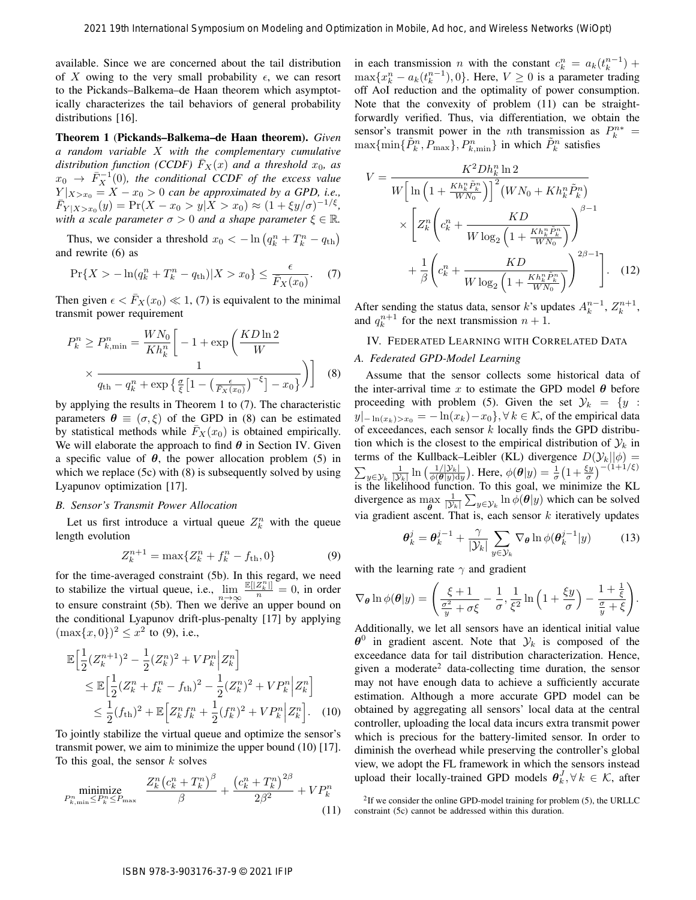available. Since we are concerned about the tail distribution of $X$ owing to the very small probability $\epsilon$, we can resort to the Pickands–Balkema–de Haan theorem which asymptotically characterizes the tail behaviors of general probability distributions [16].

**Theorem 1 (Pickands–Balkema–de Haan theorem).** *Given a random variable $X$ with the complementary cumulative distribution function (CCDF) $\bar{F}_X(x)$ and a threshold $x_0$, as $x_0 \to \bar{F}_X^{-1}(0)$, the conditional CCDF of the excess value $Y|_{X>x_0} = X - x_0 > 0$ can be approximated by a GPD, i.e., $\bar{F}_{Y|X>x_0}(y) = \Pr(X - x_0 > y|X > x_0) \approx (1 + \xi y/\sigma)^{-1/\xi}$, with a scale parameter $\sigma > 0$ and a shape parameter $\xi \in \mathbb{R}$.*

Thus, we consider a threshold $x_0 < -\ln\left(q_k^n + T_k^n - q_{\rm th}\right)$ and rewrite (6) as

$$\Pr\{X > -\ln(q_k^n + T_k^n - q_{\rm th})|X > x_0\} \le \frac{\epsilon}{\bar{F}_X(x_0)}. \quad (7)$$

Then given $\epsilon < \bar{F}_X(x_0) \ll 1$, (7) is equivalent to the minimal transmit power requirement

$$P_k^n \ge P_{k,\min}^n = \frac{WN_0}{Kh_k^n}\bigg[-1 + \exp\bigg(\frac{KD\ln 2}{W} \times \frac{1}{q_{\rm th} - q_k^n + \exp\left\{\frac{\sigma}{\xi}\left[1 - \left(\frac{\epsilon}{\bar{F}_X(x_0)}\right)^{-\xi}\right] - x_0\right\}}\bigg)\bigg] \quad (8)$$

by applying the results in Theorem 1 to (7). The characteristic parameters $\boldsymbol{\theta} \equiv (\sigma, \xi)$ of the GPD in (8) can be estimated by statistical methods while $\bar{F}_X(x_0)$ is obtained empirically. We will elaborate the approach to find $\boldsymbol{\theta}$ in Section IV. Given a specific value of $\boldsymbol{\theta}$, the power allocation problem (5) in which we replace (5c) with (8) is subsequently solved by using Lyapunov optimization [17].

### B. Sensor's Transmit Power Allocation

Let us first introduce a virtual queue $Z_k^n$ with the queue length evolution

$$Z_k^{n+1} = \max\{Z_k^n + f_k^n - f_{\rm th}, 0\} \quad (9)$$

for the time-averaged constraint (5b). In this regard, we need to stabilize the virtual queue, i.e., $\lim\limits_{n\to\infty} \frac{\mathbb{E}[|Z_k^n|]}{n} = 0$, in order to ensure constraint (5b). Then we derive an upper bound on the conditional Lyapunov drift-plus-penalty [17] by applying $(\max\{x, 0\})^2 \le x^2$ to (9), i.e.,

$$\begin{aligned}
&\mathbb{E}\Big[\frac{1}{2}(Z_k^{n+1})^2 - \frac{1}{2}(Z_k^n)^2 + VP_k^n\Big|Z_k^n\Big] \\
&\le \mathbb{E}\Big[\frac{1}{2}(Z_k^n + f_k^n - f_{\rm th})^2 - \frac{1}{2}(Z_k^n)^2 + VP_k^n\Big|Z_k^n\Big] \\
&\le \frac{1}{2}(f_{\rm th})^2 + \mathbb{E}\Big[Z_k^n f_k^n + \frac{1}{2}(f_k^n)^2 + VP_k^n\Big|Z_k^n\Big]. \quad (10)
\end{aligned}$$

To jointly stabilize the virtual queue and optimize the sensor's transmit power, we aim to minimize the upper bound (10) [17]. To this goal, the sensor $k$ solves

$$\underset{P_{k,\min}^n \le P_k^n \le P_{\max}}{\text{minimize}} \quad \frac{Z_k^n\left(c_k^n + T_k^n\right)^\beta}{\beta} + \frac{\left(c_k^n + T_k^n\right)^{2\beta}}{2\beta^2} + VP_k^n \quad (11)$$

in each transmission $n$ with the constant $c_k^n = a_k(t_k^{n-1}) + \max\{x_k^n - a_k(t_k^{n-1}), 0\}$. Here, $V \ge 0$ is a parameter trading off AoI reduction and the optimality of power consumption. Note that the convexity of problem (11) can be straightforwardly verified. Thus, via differentiation, we obtain the sensor's transmit power in the $n$th transmission as $P_k^{n*} = \max\{\min\{\tilde{P}_k^n, P_{\max}\}, P_{k,\min}^n\}$ in which $\tilde{P}_k^n$ satisfies

$$\begin{aligned}
V = &\frac{K^2 D h_k^n \ln 2}{W\Big[\ln\Big(1 + \frac{Kh_k^n\tilde{P}_k^n}{WN_0}\Big)\Big]^2\big(WN_0 + Kh_k^n\tilde{P}_k^n\big)} \\
&\times \left[Z_k^n\left(c_k^n + \frac{KD}{W\log_2\Big(1 + \frac{Kh_k^n\tilde{P}_k^n}{WN_0}\Big)}\right)^{\beta-1} + \frac{1}{\beta}\left(c_k^n + \frac{KD}{W\log_2\Big(1 + \frac{Kh_k^n\tilde{P}_k^n}{WN_0}\Big)}\right)^{2\beta-1}\right]. \quad (12)
\end{aligned}$$

After sending the status data, sensor $k$'s updates $A_k^{n-1}$, $Z_k^{n+1}$, and $q_k^{n+1}$ for the next transmission $n+1$.

## IV. Federated Learning with Correlated Data

### A. Federated GPD-Model Learning

Assume that the sensor collects some historical data of the inter-arrival time $x$ to estimate the GPD model $\boldsymbol{\theta}$ before proceeding with problem (5). Given the set $\mathcal{Y}_k = \{y : y|_{-\ln(x_k)>x_0} = -\ln(x_k) - x_0\}, \forall\, k \in \mathcal{K}$, of the empirical data of exceedances, each sensor $k$ locally finds the GPD distribution which is the closest to the empirical distribution of $\mathcal{Y}_k$ in terms of the Kullback–Leibler (KL) divergence $D(\mathcal{Y}_k||\phi) = \sum_{y\in\mathcal{Y}_k}\frac{1}{|\mathcal{Y}_k|}\ln\left(\frac{1/|\mathcal{Y}_k|}{\phi(\boldsymbol{\theta}|y){\rm d}y}\right)$. Here, $\phi(\boldsymbol{\theta}|y) = \frac{1}{\sigma}\left(1 + \frac{\xi y}{\sigma}\right)^{-(1+1/\xi)}$ is the likelihood function. To this goal, we minimize the KL divergence as $\max\limits_{\boldsymbol{\theta}} \frac{1}{|\mathcal{Y}_k|}\sum_{y\in\mathcal{Y}_k}\ln\phi(\boldsymbol{\theta}|y)$ which can be solved via gradient ascent. That is, each sensor $k$ iteratively updates

$$\boldsymbol{\theta}_k^j = \boldsymbol{\theta}_k^{j-1} + \frac{\gamma}{|\mathcal{Y}_k|}\sum_{y\in\mathcal{Y}_k}\nabla_{\boldsymbol{\theta}}\ln\phi(\boldsymbol{\theta}_k^{j-1}|y) \quad (13)$$

with the learning rate $\gamma$ and gradient

$$\nabla_{\boldsymbol{\theta}}\ln\phi(\boldsymbol{\theta}|y) = \left(\frac{\xi + 1}{\frac{\sigma^2}{y} + \sigma\xi} - \frac{1}{\sigma}, \frac{1}{\xi^2}\ln\left(1 + \frac{\xi y}{\sigma}\right) - \frac{1 + \frac{1}{\xi}}{\frac{\sigma}{y} + \xi}\right).$$

Additionally, we let all sensors have an identical initial value $\boldsymbol{\theta}^0$ in gradient ascent. Note that $\mathcal{Y}_k$ is composed of the exceedance data for tail distribution characterization. Hence, given a moderate[2] data-collecting time duration, the sensor may not have enough data to achieve a sufficiently accurate estimation. Although a more accurate GPD model can be obtained by aggregating all sensors' local data at the central controller, uploading the local data incurs extra transmit power which is precious for the battery-limited sensor. In order to diminish the overhead while preserving the controller's global view, we adopt the FL framework in which the sensors instead upload their locally-trained GPD models $\boldsymbol{\theta}_k^J, \forall\, k \in \mathcal{K}$, after

[2] If we consider the online GPD-model training for problem (5), the URLLC constraint (5c) cannot be addressed within this duration.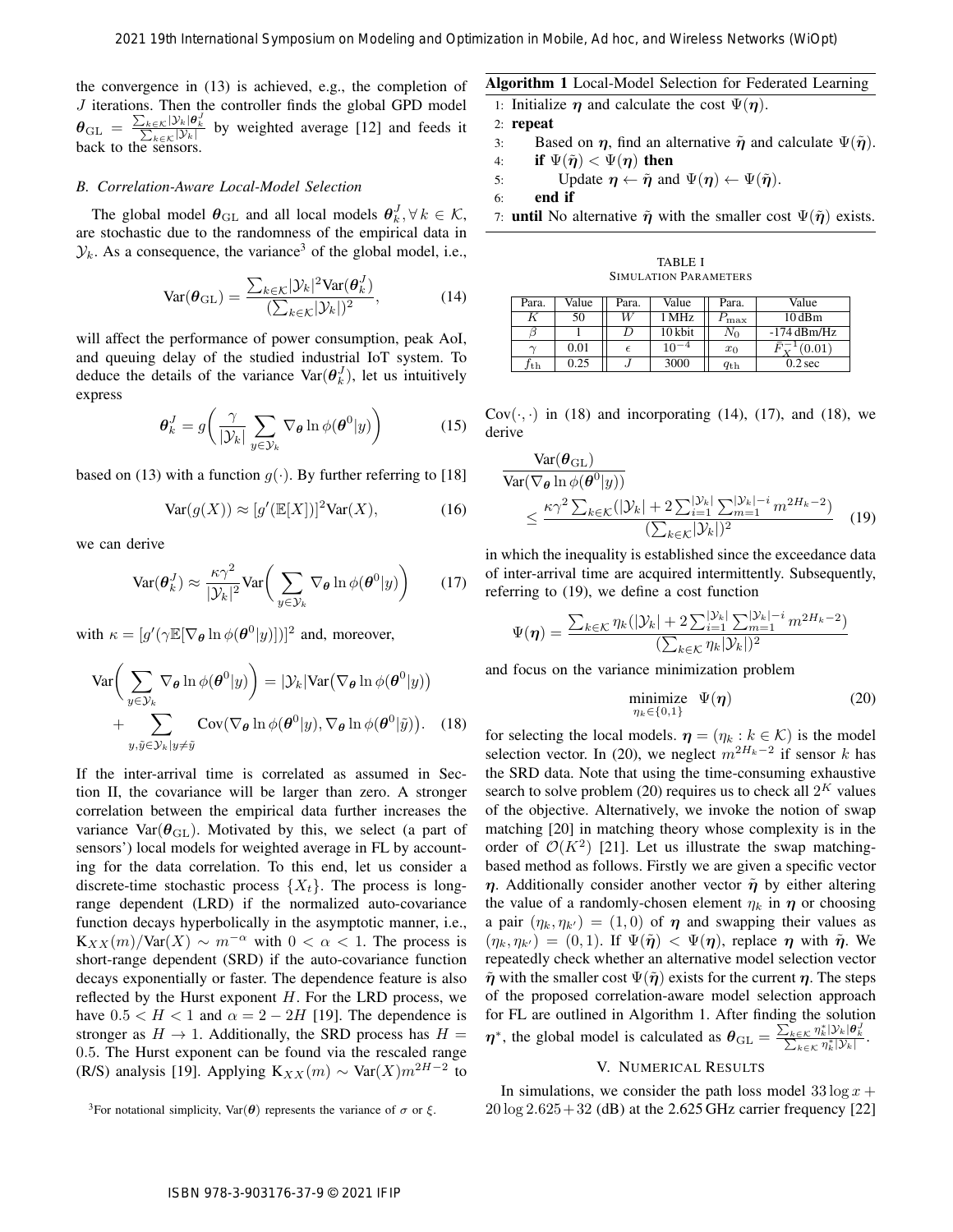the convergence in (13) is achieved, e.g., the completion of $J$ iterations. Then the controller finds the global GPD model $\boldsymbol{\theta}_{\rm GL} = \frac{\sum_{k\in\mathcal{K}}|\mathcal{Y}_k|\boldsymbol{\theta}_k^J}{\sum_{k\in\mathcal{K}}|\mathcal{Y}_k|}$ by weighted average [12] and feeds it back to the sensors.

### B. Correlation-Aware Local-Model Selection

The global model $\boldsymbol{\theta}_{\rm GL}$ and all local models $\boldsymbol{\theta}_k^J, \forall\, k \in \mathcal{K}$, are stochastic due to the randomness of the empirical data in $\mathcal{Y}_k$. As a consequence, the variance[3] of the global model, i.e.,

$$\mathrm{Var}(\boldsymbol{\theta}_{\rm GL}) = \frac{\sum_{k\in\mathcal{K}}|\mathcal{Y}_k|^2\mathrm{Var}(\boldsymbol{\theta}_k^J)}{(\sum_{k\in\mathcal{K}}|\mathcal{Y}_k|)^2}, \tag{14}$$

will affect the performance of power consumption, peak AoI, and queuing delay of the studied industrial IoT system. To deduce the details of the variance $\mathrm{Var}(\boldsymbol{\theta}_k^J)$, let us intuitively express

$$\boldsymbol{\theta}_k^J = g\bigg(\frac{\gamma}{|\mathcal{Y}_k|}\sum_{y\in\mathcal{Y}_k}\nabla_{\boldsymbol{\theta}}\ln\phi(\boldsymbol{\theta}^0|y)\bigg) \tag{15}$$

based on (13) with a function $g(\cdot)$. By further referring to [18]

$$\mathrm{Var}(g(X)) \approx [g'(\mathbb{E}[X])]^2\mathrm{Var}(X), \tag{16}$$

we can derive

$$\mathrm{Var}(\boldsymbol{\theta}_k^J) \approx \frac{\kappa\gamma^2}{|\mathcal{Y}_k|^2}\mathrm{Var}\bigg(\sum_{y\in\mathcal{Y}_k}\nabla_{\boldsymbol{\theta}}\ln\phi(\boldsymbol{\theta}^0|y)\bigg) \tag{17}$$

with $\kappa = [g'(\gamma\mathbb{E}[\nabla_{\boldsymbol{\theta}}\ln\phi(\boldsymbol{\theta}^0|y)])]^2$ and, moreover,

$$\begin{aligned}\mathrm{Var}\bigg(\sum_{y\in\mathcal{Y}_k}\nabla_{\boldsymbol{\theta}}\ln\phi(\boldsymbol{\theta}^0|y)\bigg) &= |\mathcal{Y}_k|\mathrm{Var}\big(\nabla_{\boldsymbol{\theta}}\ln\phi(\boldsymbol{\theta}^0|y)\big) \\ &+ \sum_{y,\tilde{y}\in\mathcal{Y}_k|y\neq\tilde{y}}\mathrm{Cov}(\nabla_{\boldsymbol{\theta}}\ln\phi(\boldsymbol{\theta}^0|y), \nabla_{\boldsymbol{\theta}}\ln\phi(\boldsymbol{\theta}^0|\tilde{y})\big).\end{aligned} \tag{18}$$

If the inter-arrival time is correlated as assumed in Section II, the covariance will be larger than zero. A stronger correlation between the empirical data further increases the variance $\mathrm{Var}(\boldsymbol{\theta}_{\rm GL})$. Motivated by this, we select (a part of sensors') local models for weighted average in FL by accounting for the data correlation. To this end, let us consider a discrete-time stochastic process $\{X_t\}$. The process is long-range dependent (LRD) if the normalized auto-covariance function decays hyperbolically in the asymptotic manner, i.e., $\mathrm{K}_{XX}(m)/\mathrm{Var}(X) \sim m^{-\alpha}$ with $0 < \alpha < 1$. The process is short-range dependent (SRD) if the auto-covariance function decays exponentially or faster. The dependence feature is also reflected by the Hurst exponent $H$. For the LRD process, we have $0.5 < H < 1$ and $\alpha = 2 - 2H$ [19]. The dependence is stronger as $H \to 1$. Additionally, the SRD process has $H = 0.5$. The Hurst exponent can be found via the rescaled range (R/S) analysis [19]. Applying $\mathrm{K}_{XX}(m) \sim \mathrm{Var}(X)m^{2H-2}$ to $\mathrm{Cov}(\cdot,\cdot)$ in (18) and incorporating (14), (17), and (18), we derive

$$\begin{aligned}&\frac{\mathrm{Var}(\boldsymbol{\theta}_{\rm GL})}{\mathrm{Var}(\nabla_{\boldsymbol{\theta}}\ln\phi(\boldsymbol{\theta}^0|y))} \\ &\quad\leq \frac{\kappa\gamma^2\sum_{k\in\mathcal{K}}(|\mathcal{Y}_k| + 2\sum_{i=1}^{|\mathcal{Y}_k|}\sum_{m=1}^{|\mathcal{Y}_k|-i}m^{2H_k-2})}{(\sum_{k\in\mathcal{K}}|\mathcal{Y}_k|)^2}\end{aligned} \tag{19}$$

in which the inequality is established since the exceedance data of inter-arrival time are acquired intermittently. Subsequently, referring to (19), we define a cost function

$$\Psi(\boldsymbol{\eta}) = \frac{\sum_{k\in\mathcal{K}}\eta_k(|\mathcal{Y}_k| + 2\sum_{i=1}^{|\mathcal{Y}_k|}\sum_{m=1}^{|\mathcal{Y}_k|-i}m^{2H_k-2})}{(\sum_{k\in\mathcal{K}}\eta_k|\mathcal{Y}_k|)^2}$$

and focus on the variance minimization problem

$$\underset{\eta_k\in\{0,1\}}{\text{minimize}} \quad \Psi(\boldsymbol{\eta}) \tag{20}$$

for selecting the local models. $\boldsymbol{\eta} = (\eta_k : k \in \mathcal{K})$ is the model selection vector. In (20), we neglect $m^{2H_k-2}$ if sensor $k$ has the SRD data. Note that using the time-consuming exhaustive search to solve problem (20) requires us to check all $2^K$ values of the objective. Alternatively, we invoke the notion of swap matching [20] in matching theory whose complexity is in the order of $\mathcal{O}(K^2)$ [21]. Let us illustrate the swap matching-based method as follows. Firstly we are given a specific vector $\boldsymbol{\eta}$. Additionally consider another vector $\tilde{\boldsymbol{\eta}}$ by either altering the value of a randomly-chosen element $\eta_k$ in $\boldsymbol{\eta}$ or choosing a pair $(\eta_k, \eta_{k'}) = (1, 0)$ of $\boldsymbol{\eta}$ and swapping their values as $(\eta_k, \eta_{k'}) = (0, 1)$. If $\Psi(\tilde{\boldsymbol{\eta}}) < \Psi(\boldsymbol{\eta})$, replace $\boldsymbol{\eta}$ with $\tilde{\boldsymbol{\eta}}$. We repeatedly check whether an alternative model selection vector $\tilde{\boldsymbol{\eta}}$ with the smaller cost $\Psi(\tilde{\boldsymbol{\eta}})$ exists for the current $\boldsymbol{\eta}$. The steps of the proposed correlation-aware model selection approach for FL are outlined in Algorithm 1. After finding the solution $\boldsymbol{\eta}^*$, the global model is calculated as $\boldsymbol{\theta}_{\rm GL} = \frac{\sum_{k\in\mathcal{K}}\eta_k^*|\mathcal{Y}_k|\boldsymbol{\theta}_k^J}{\sum_{k\in\mathcal{K}}\eta_k^*|\mathcal{Y}_k|}$.

[3] For notational simplicity, $\mathrm{Var}(\boldsymbol{\theta})$ represents the variance of $\sigma$ or $\xi$.

**Algorithm 1** Local-Model Selection for Federated Learning

1: Initialize $\boldsymbol{\eta}$ and calculate the cost $\Psi(\boldsymbol{\eta})$.
2: **repeat**
3: Based on $\boldsymbol{\eta}$, find an alternative $\tilde{\boldsymbol{\eta}}$ and calculate $\Psi(\tilde{\boldsymbol{\eta}})$.
4: **if** $\Psi(\tilde{\boldsymbol{\eta}}) < \Psi(\boldsymbol{\eta})$ **then**
5: Update $\boldsymbol{\eta} \leftarrow \tilde{\boldsymbol{\eta}}$ and $\Psi(\boldsymbol{\eta}) \leftarrow \Psi(\tilde{\boldsymbol{\eta}})$.
6: **end if**
7: **until** No alternative $\tilde{\boldsymbol{\eta}}$ with the smaller cost $\Psi(\tilde{\boldsymbol{\eta}})$ exists.

TABLE I
SIMULATION PARAMETERS

| Para. | Value | Para. | Value | Para. | Value |
|---|---|---|---|---|---|
| $K$ | 50 | $W$ | 1 MHz | $P_{\max}$ | 10 dBm |
| $\beta$ | 1 | $D$ | 10 kbit | $N_0$ | -174 dBm/Hz |
| $\gamma$ | 0.01 | $\epsilon$ | $10^{-4}$ | $x_0$ | $\bar{F}_X^{-1}(0.01)$ |
| $f_{\rm th}$ | 0.25 | $J$ | 3000 | $q_{\rm th}$ | 0.2 sec |

## V. Numerical Results

In simulations, we consider the path loss model $33\log x + 20\log 2.625 + 32$ (dB) at the 2.625 GHz carrier frequency [22]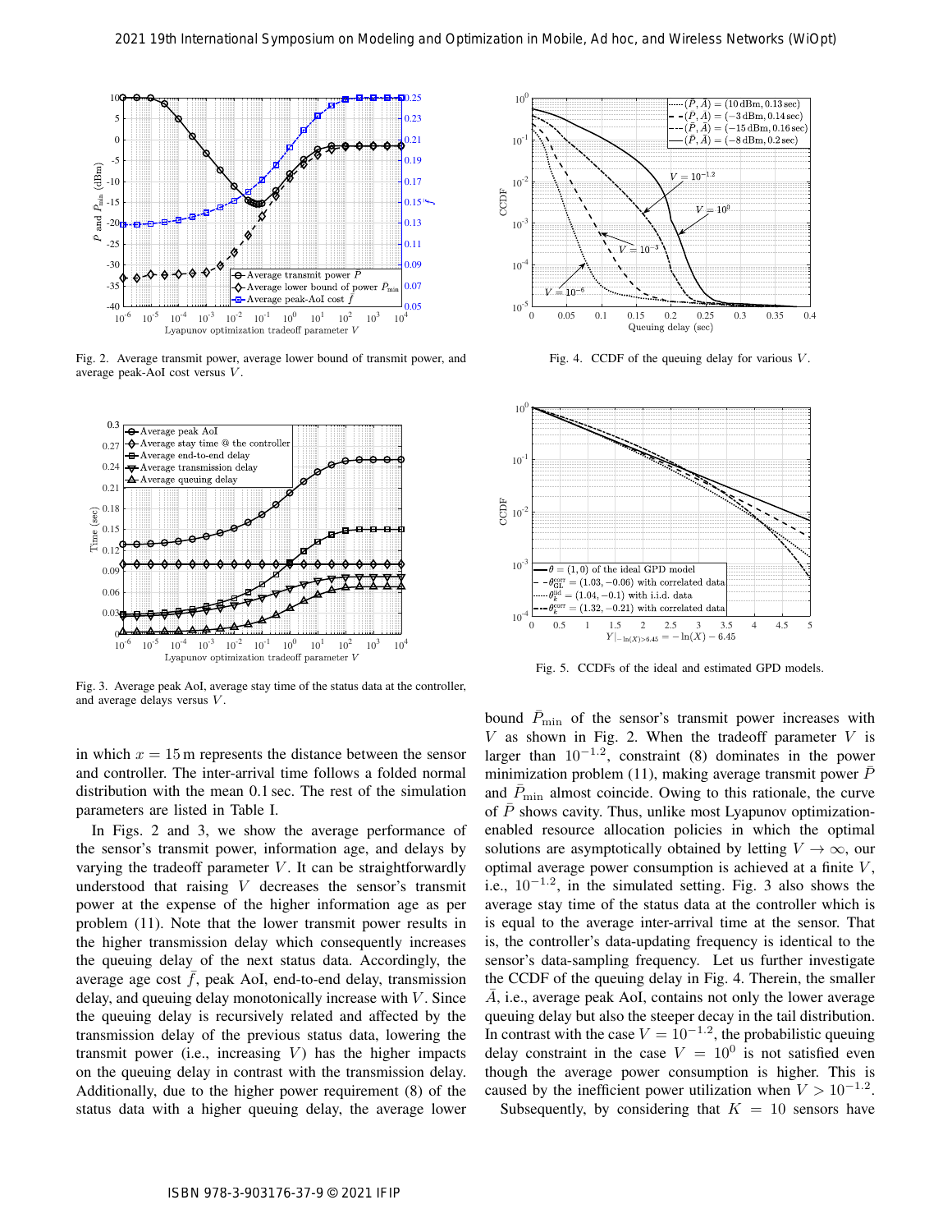Fig. 2. Average transmit power, average lower bound of transmit power, and average peak-AoI cost versus $V$.

Fig. 3. Average peak AoI, average stay time of the status data at the controller, and average delays versus $V$.

Fig. 4. CCDF of the queuing delay for various $V$.

Fig. 5. CCDFs of the ideal and estimated GPD models.

in which $x = 15\,\mathrm{m}$ represents the distance between the sensor and controller. The inter-arrival time follows a folded normal distribution with the mean 0.1 sec. The rest of the simulation parameters are listed in Table I.

In Figs. 2 and 3, we show the average performance of the sensor's transmit power, information age, and delays by varying the tradeoff parameter $V$. It can be straightforwardly understood that raising $V$ decreases the sensor's transmit power at the expense of the higher information age as per problem (11). Note that the lower transmit power results in the higher transmission delay which consequently increases the queuing delay of the next status data. Accordingly, the average age cost $\bar{f}$, peak AoI, end-to-end delay, transmission delay, and queuing delay monotonically increase with $V$. Since the queuing delay is recursively related and affected by the transmission delay of the previous status data, lowering the transmit power (i.e., increasing $V$) has the higher impacts on the queuing delay in contrast with the transmission delay. Additionally, due to the higher power requirement (8) of the status data with a higher queuing delay, the average lower bound $\bar{P}_{\min}$ of the sensor's transmit power increases with $V$ as shown in Fig. 2. When the tradeoff parameter $V$ is larger than $10^{-1.2}$, constraint (8) dominates in the power minimization problem (11), making average transmit power $\bar{P}$ and $\bar{P}_{\min}$ almost coincide. Owing to this rationale, the curve of $\bar{P}$ shows cavity. Thus, unlike most Lyapunov optimization-enabled resource allocation policies in which the optimal solutions are asymptotically obtained by letting $V \to \infty$, our optimal average power consumption is achieved at a finite $V$, i.e., $10^{-1.2}$, in the simulated setting. Fig. 3 also shows the average stay time of the status data at the controller which is is equal to the average inter-arrival time at the sensor. That is, the controller's data-updating frequency is identical to the sensor's data-sampling frequency. Let us further investigate the CCDF of the queuing delay in Fig. 4. Therein, the smaller $\bar{A}$, i.e., average peak AoI, contains not only the lower average queuing delay but also the steeper decay in the tail distribution. In contrast with the case $V = 10^{-1.2}$, the probabilistic queuing delay constraint in the case $V = 10^{0}$ is not satisfied even though the average power consumption is higher. This is caused by the inefficient power utilization when $V > 10^{-1.2}$.

Subsequently, by considering that $K = 10$ sensors have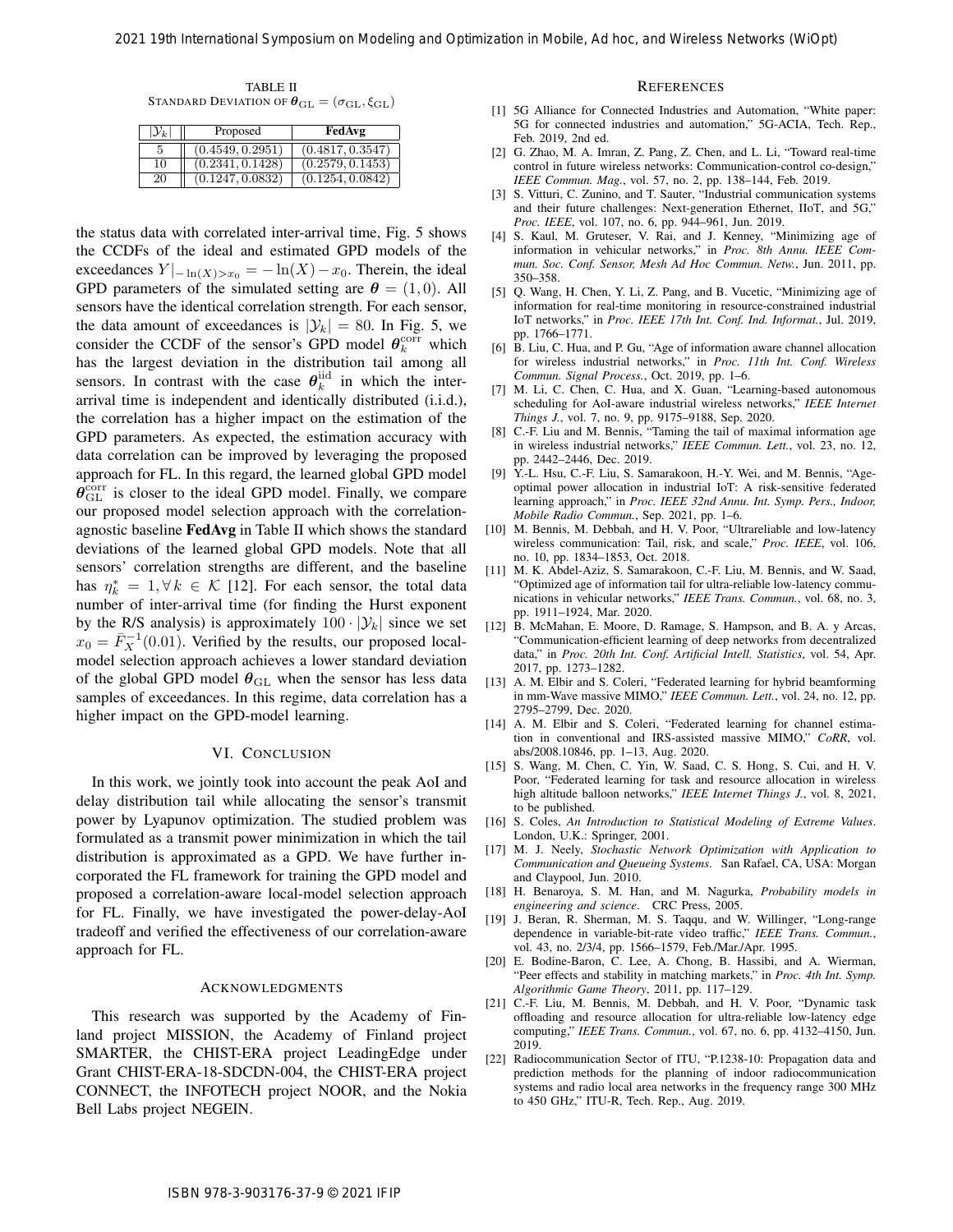TABLE II
STANDARD DEVIATION OF $\boldsymbol{\theta}_{\rm GL} = (\sigma_{\rm GL}, \xi_{\rm GL})$

| $\lvert\mathcal{Y}_k\rvert$ | Proposed | **FedAvg** |
|---|---|---|
| 5 | $(0.4549, 0.2951)$ | $(0.4817, 0.3547)$ |
| 10 | $(0.2341, 0.1428)$ | $(0.2579, 0.1453)$ |
| 20 | $(0.1247, 0.0832)$ | $(0.1254, 0.0842)$ |

the status data with correlated inter-arrival time, Fig. 5 shows the CCDFs of the ideal and estimated GPD models of the exceedances $Y|_{-\ln(X)>x_0} = -\ln(X) - x_0$. Therein, the ideal GPD parameters of the simulated setting are $\boldsymbol{\theta} = (1, 0)$. All sensors have the identical correlation strength. For each sensor, the data amount of exceedances is $\lvert\mathcal{Y}_k\rvert = 80$. In Fig. 5, we consider the CCDF of the sensor's GPD model $\boldsymbol{\theta}_k^{\rm corr}$ which has the largest deviation in the distribution tail among all sensors. In contrast with the case $\boldsymbol{\theta}_k^{\rm iid}$ in which the inter-arrival time is independent and identically distributed (i.i.d.), the correlation has a higher impact on the estimation of the GPD parameters. As expected, the estimation accuracy with data correlation can be improved by leveraging the proposed approach for FL. In this regard, the learned global GPD model $\boldsymbol{\theta}_{\rm GL}^{\rm corr}$ is closer to the ideal GPD model. Finally, we compare our proposed model selection approach with the correlation-agnostic baseline **FedAvg** in Table II which shows the standard deviations of the learned global GPD models. Note that all sensors' correlation strengths are different, and the baseline has $\eta_k^* = 1, \forall\, k \in \mathcal{K}$ [12]. For each sensor, the total data number of inter-arrival time (for finding the Hurst exponent by the R/S analysis) is approximately $100 \cdot \lvert\mathcal{Y}_k\rvert$ since we set $x_0 = \bar{F}_X^{-1}(0.01)$. Verified by the results, our proposed local-model selection approach achieves a lower standard deviation of the global GPD model $\boldsymbol{\theta}_{\rm GL}$ when the sensor has less data samples of exceedances. In this regime, data correlation has a higher impact on the GPD-model learning.

## VI. CONCLUSION

In this work, we jointly took into account the peak AoI and delay distribution tail while allocating the sensor's transmit power by Lyapunov optimization. The studied problem was formulated as a transmit power minimization in which the tail distribution is approximated as a GPD. We have further incorporated the FL framework for training the GPD model and proposed a correlation-aware local-model selection approach for FL. Finally, we have investigated the power-delay-AoI tradeoff and verified the effectiveness of our correlation-aware approach for FL.

## ACKNOWLEDGMENTS

This research was supported by the Academy of Finland project MISSION, the Academy of Finland project SMARTER, the CHIST-ERA project LeadingEdge under Grant CHIST-ERA-18-SDCDN-004, the CHIST-ERA project CONNECT, the INFOTECH project NOOR, and the Nokia Bell Labs project NEGEIN.

## REFERENCES

[1] 5G Alliance for Connected Industries and Automation, "White paper: 5G for connected industries and automation," 5G-ACIA, Tech. Rep., Feb. 2019, 2nd ed.

[2] G. Zhao, M. A. Imran, Z. Pang, Z. Chen, and L. Li, "Toward real-time control in future wireless networks: Communication-control co-design," *IEEE Commun. Mag.*, vol. 57, no. 2, pp. 138–144, Feb. 2019.

[3] S. Vitturi, C. Zunino, and T. Sauter, "Industrial communication systems and their future challenges: Next-generation Ethernet, IIoT, and 5G," *Proc. IEEE*, vol. 107, no. 6, pp. 944–961, Jun. 2019.

[4] S. Kaul, M. Gruteser, V. Rai, and J. Kenney, "Minimizing age of information in vehicular networks," in *Proc. 8th Annu. IEEE Commun. Soc. Conf. Sensor, Mesh Ad Hoc Commun. Netw.*, Jun. 2011, pp. 350–358.

[5] Q. Wang, H. Chen, Y. Li, Z. Pang, and B. Vucetic, "Minimizing age of information for real-time monitoring in resource-constrained industrial IoT networks," in *Proc. IEEE 17th Int. Conf. Ind. Informat.*, Jul. 2019, pp. 1766–1771.

[6] B. Liu, C. Hua, and P. Gu, "Age of information aware channel allocation for wireless industrial networks," in *Proc. 11th Int. Conf. Wireless Commun. Signal Process.*, Oct. 2019, pp. 1–6.

[7] M. Li, C. Chen, C. Hua, and X. Guan, "Learning-based autonomous scheduling for AoI-aware industrial wireless networks," *IEEE Internet Things J.*, vol. 7, no. 9, pp. 9175–9188, Sep. 2020.

[8] C.-F. Liu and M. Bennis, "Taming the tail of maximal information age in wireless industrial networks," *IEEE Commun. Lett.*, vol. 23, no. 12, pp. 2442–2446, Dec. 2019.

[9] Y.-L. Hsu, C.-F. Liu, S. Samarakoon, H.-Y. Wei, and M. Bennis, "Age-optimal power allocation in industrial IoT: A risk-sensitive federated learning approach," in *Proc. IEEE 32nd Annu. Int. Symp. Pers., Indoor, Mobile Radio Commun.*, Sep. 2021, pp. 1–6.

[10] M. Bennis, M. Debbah, and H. V. Poor, "Ultrareliable and low-latency wireless communication: Tail, risk, and scale," *Proc. IEEE*, vol. 106, no. 10, pp. 1834–1853, Oct. 2018.

[11] M. K. Abdel-Aziz, S. Samarakoon, C.-F. Liu, M. Bennis, and W. Saad, "Optimized age of information tail for ultra-reliable low-latency communications in vehicular networks," *IEEE Trans. Commun.*, vol. 68, no. 3, pp. 1911–1924, Mar. 2020.

[12] B. McMahan, E. Moore, D. Ramage, S. Hampson, and B. A. y Arcas, "Communication-efficient learning of deep networks from decentralized data," in *Proc. 20th Int. Conf. Artificial Intell. Statistics*, vol. 54, Apr. 2017, pp. 1273–1282.

[13] A. M. Elbir and S. Coleri, "Federated learning for hybrid beamforming in mm-Wave massive MIMO," *IEEE Commun. Lett.*, vol. 24, no. 12, pp. 2795–2799, Dec. 2020.

[14] A. M. Elbir and S. Coleri, "Federated learning for channel estimation in conventional and IRS-assisted massive MIMO," *CoRR*, vol. abs/2008.10846, pp. 1–13, Aug. 2020.

[15] S. Wang, M. Chen, C. Yin, W. Saad, C. S. Hong, S. Cui, and H. V. Poor, "Federated learning for task and resource allocation in wireless high altitude balloon networks," *IEEE Internet Things J.*, vol. 8, 2021, to be published.

[16] S. Coles, *An Introduction to Statistical Modeling of Extreme Values*. London, U.K.: Springer, 2001.

[17] M. J. Neely, *Stochastic Network Optimization with Application to Communication and Queueing Systems*. San Rafael, CA, USA: Morgan and Claypool, Jun. 2010.

[18] H. Benaroya, S. M. Han, and M. Nagurka, *Probability models in engineering and science*. CRC Press, 2005.

[19] J. Beran, R. Sherman, M. S. Taqqu, and W. Willinger, "Long-range dependence in variable-bit-rate video traffic," *IEEE Trans. Commun.*, vol. 43, no. 2/3/4, pp. 1566–1579, Feb./Mar./Apr. 1995.

[20] E. Bodine-Baron, C. Lee, A. Chong, B. Hassibi, and A. Wierman, "Peer effects and stability in matching markets," in *Proc. 4th Int. Symp. Algorithmic Game Theory*, 2011, pp. 117–129.

[21] C.-F. Liu, M. Bennis, M. Debbah, and H. V. Poor, "Dynamic task offloading and resource allocation for ultra-reliable low-latency edge computing," *IEEE Trans. Commun.*, vol. 67, no. 6, pp. 4132–4150, Jun. 2019.

[22] Radiocommunication Sector of ITU, "P.1238-10: Propagation data and prediction methods for the planning of indoor radiocommunication systems and radio local area networks in the frequency range 300 MHz to 450 GHz," ITU-R, Tech. Rep., Aug. 2019.